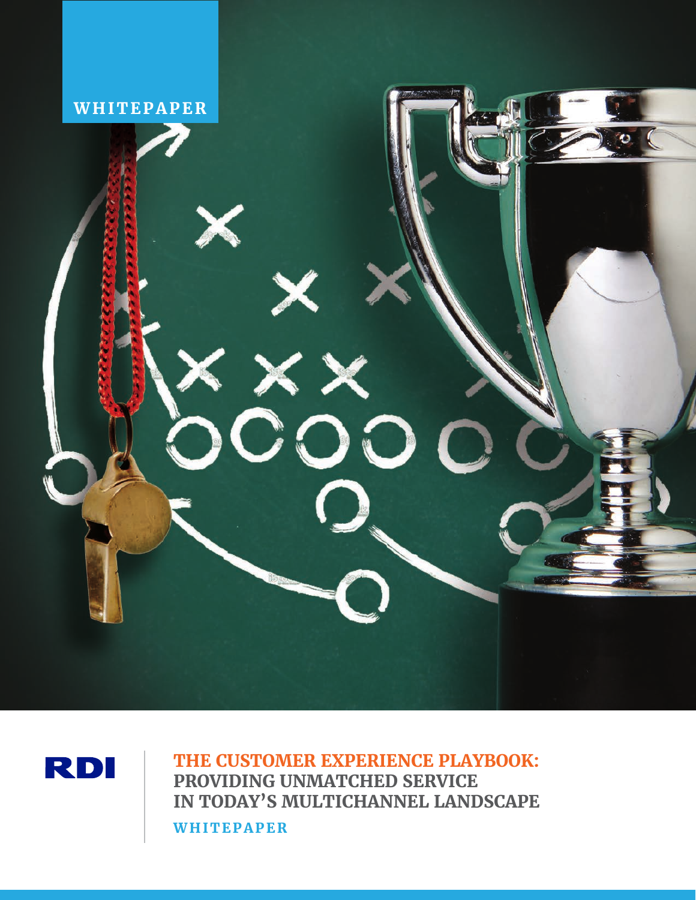WHITEPAPER

RDI

# THE CUSTOMER EXPERIENCE PLAYBOOK: PROVIDING UNMATCHED SERVICE IN TODAY'S MULTICHANNEL LANDSCAPE

WHITEPAPER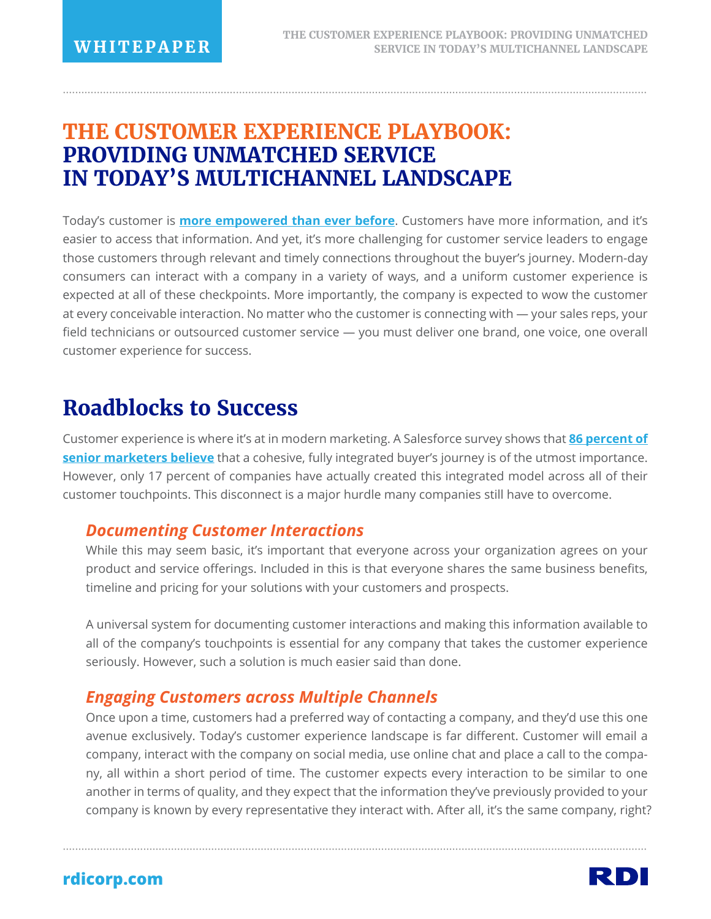# THE CUSTOMER EXPERIENCE PLAYBOOK: PROVIDING UNMATCHED SERVICE IN TODAY'S MULTICHANNEL LANDSCAPE

Today's customer is **more empowered than ever before**. Customers have more information, and it's easier to access that information. And yet, it's more challenging for customer service leaders to engage those customers through relevant and timely connections throughout the buyer's journey. Modern-day consumers can interact with a company in a variety of ways, and a uniform customer experience is expected at all of these checkpoints. More importantly, the company is expected to wow the customer at every conceivable interaction. No matter who the customer is connecting with — your sales reps, your field technicians or outsourced customer service — you must deliver one brand, one voice, one overall customer experience for success.

## Roadblocks to Success

Customer experience is where it's at in modern marketing. A Salesforce survey shows that **86 percent of senior marketers believe** that a cohesive, fully integrated buyer's journey is of the utmost importance. However, only 17 percent of companies have actually created this integrated model across all of their customer touchpoints. This disconnect is a major hurdle many companies still have to overcome.

### *Documenting Customer Interactions*

While this may seem basic, it's important that everyone across your organization agrees on your product and service offerings. Included in this is that everyone shares the same business benefits, timeline and pricing for your solutions with your customers and prospects.

A universal system for documenting customer interactions and making this information available to all of the company's touchpoints is essential for any company that takes the customer experience seriously. However, such a solution is much easier said than done.

### *Engaging Customers across Multiple Channels*

Once upon a time, customers had a preferred way of contacting a company, and they'd use this one avenue exclusively. Today's customer experience landscape is far different. Customer will email a company, interact with the company on social media, use online chat and place a call to the company, all within a short period of time. The customer expects every interaction to be similar to one another in terms of quality, and they expect that the information they've previously provided to your company is known by every representative they interact with. After all, it's the same company, right?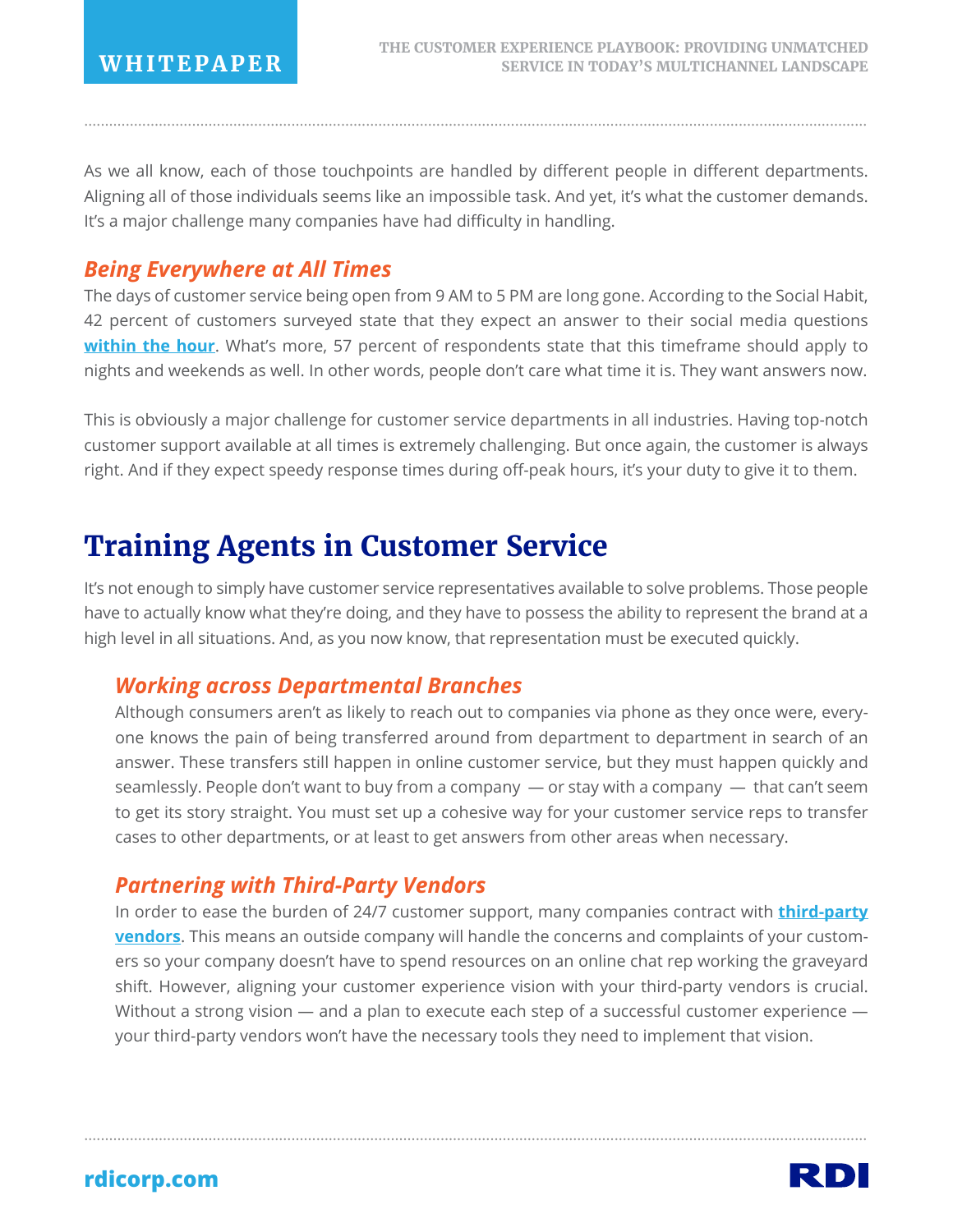As we all know, each of those touchpoints are handled by different people in different departments. Aligning all of those individuals seems like an impossible task. And yet, it's what the customer demands. It's a major challenge many companies have had difficulty in handling.

### *Being Everywhere at All Times*

The days of customer service being open from 9 AM to 5 PM are long gone. According to the Social Habit, 42 percent of customers surveyed state that they expect an answer to their social media questions **within the hour**. What's more, 57 percent of respondents state that this timeframe should apply to nights and weekends as well. In other words, people don't care what time it is. They want answers now.

This is obviously a major challenge for customer service departments in all industries. Having top-notch customer support available at all times is extremely challenging. But once again, the customer is always right. And if they expect speedy response times during off-peak hours, it's your duty to give it to them.

## Training Agents in Customer Service

It's not enough to simply have customer service representatives available to solve problems. Those people have to actually know what they're doing, and they have to possess the ability to represent the brand at a high level in all situations. And, as you now know, that representation must be executed quickly.

### *Working across Departmental Branches*

Although consumers aren't as likely to reach out to companies via phone as they once were, everyone knows the pain of being transferred around from department to department in search of an answer. These transfers still happen in online customer service, but they must happen quickly and seamlessly. People don't want to buy from a company — or stay with a company — that can't seem to get its story straight. You must set up a cohesive way for your customer service reps to transfer cases to other departments, or at least to get answers from other areas when necessary.

### *Partnering with Third-Party Vendors*

In order to ease the burden of 24/7 customer support, many companies contract with **third-party vendors**. This means an outside company will handle the concerns and complaints of your customers so your company doesn't have to spend resources on an online chat rep working the graveyard shift. However, aligning your customer experience vision with your third-party vendors is crucial. Without a strong vision — and a plan to execute each step of a successful customer experience — your third-party vendors won't have the necessary tools they need to implement that vision.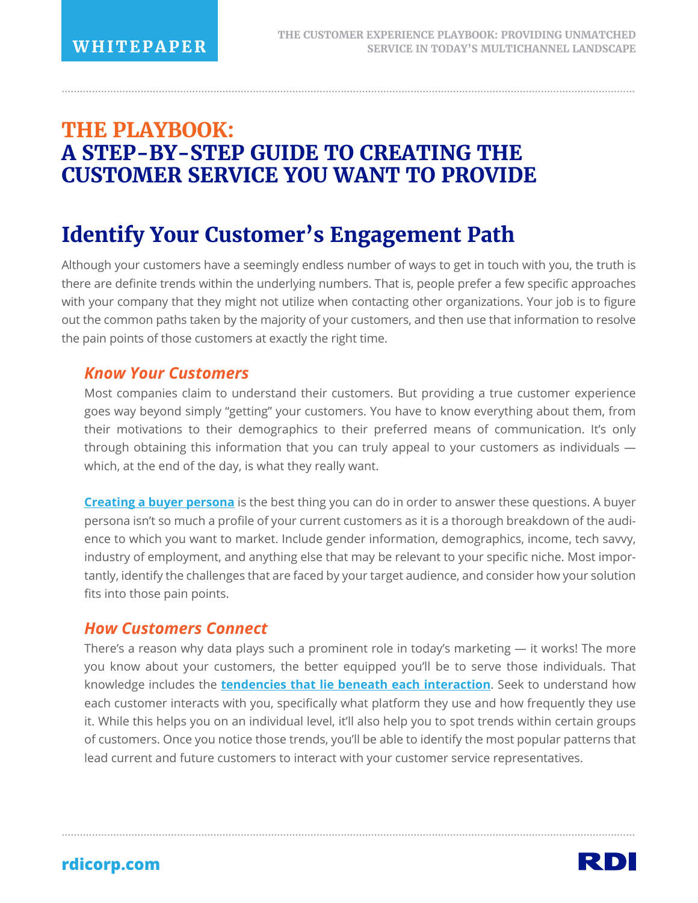# THE PLAYBOOK: A STEP-BY-STEP GUIDE TO CREATING THE CUSTOMER SERVICE YOU WANT TO PROVIDE

## Identify Your Customer's Engagement Path

Although your customers have a seemingly endless number of ways to get in touch with you, the truth is there are definite trends within the underlying numbers. That is, people prefer a few specific approaches with your company that they might not utilize when contacting other organizations. Your job is to figure out the common paths taken by the majority of your customers, and then use that information to resolve the pain points of those customers at exactly the right time.

### *Know Your Customers*

Most companies claim to understand their customers. But providing a true customer experience goes way beyond simply "getting" your customers. You have to know everything about them, from their motivations to their demographics to their preferred means of communication. It's only through obtaining this information that you can truly appeal to your customers as individuals — which, at the end of the day, is what they really want.

**Creating a buyer persona** is the best thing you can do in order to answer these questions. A buyer persona isn't so much a profile of your current customers as it is a thorough breakdown of the audience to which you want to market. Include gender information, demographics, income, tech savvy, industry of employment, and anything else that may be relevant to your specific niche. Most importantly, identify the challenges that are faced by your target audience, and consider how your solution fits into those pain points.

### *How Customers Connect*

There's a reason why data plays such a prominent role in today's marketing — it works! The more you know about your customers, the better equipped you'll be to serve those individuals. That knowledge includes the **tendencies that lie beneath each interaction**. Seek to understand how each customer interacts with you, specifically what platform they use and how frequently they use it. While this helps you on an individual level, it'll also help you to spot trends within certain groups of customers. Once you notice those trends, you'll be able to identify the most popular patterns that lead current and future customers to interact with your customer service representatives.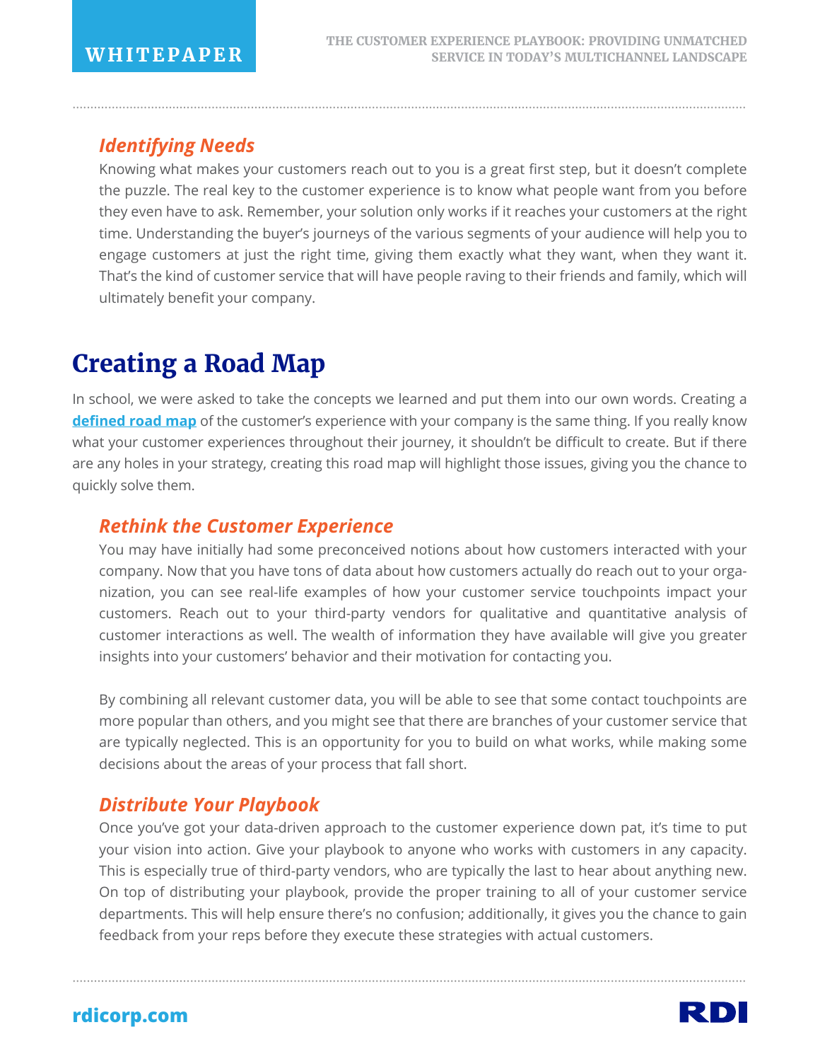### *Identifying Needs*

Knowing what makes your customers reach out to you is a great first step, but it doesn't complete the puzzle. The real key to the customer experience is to know what people want from you before they even have to ask. Remember, your solution only works if it reaches your customers at the right time. Understanding the buyer's journeys of the various segments of your audience will help you to engage customers at just the right time, giving them exactly what they want, when they want it. That's the kind of customer service that will have people raving to their friends and family, which will ultimately benefit your company.

## Creating a Road Map

In school, we were asked to take the concepts we learned and put them into our own words. Creating a **defined road map** of the customer's experience with your company is the same thing. If you really know what your customer experiences throughout their journey, it shouldn't be difficult to create. But if there are any holes in your strategy, creating this road map will highlight those issues, giving you the chance to quickly solve them.

### *Rethink the Customer Experience*

You may have initially had some preconceived notions about how customers interacted with your company. Now that you have tons of data about how customers actually do reach out to your organization, you can see real-life examples of how your customer service touchpoints impact your customers. Reach out to your third-party vendors for qualitative and quantitative analysis of customer interactions as well. The wealth of information they have available will give you greater insights into your customers' behavior and their motivation for contacting you.

By combining all relevant customer data, you will be able to see that some contact touchpoints are more popular than others, and you might see that there are branches of your customer service that are typically neglected. This is an opportunity for you to build on what works, while making some decisions about the areas of your process that fall short.

### *Distribute Your Playbook*

Once you've got your data-driven approach to the customer experience down pat, it's time to put your vision into action. Give your playbook to anyone who works with customers in any capacity. This is especially true of third-party vendors, who are typically the last to hear about anything new. On top of distributing your playbook, provide the proper training to all of your customer service departments. This will help ensure there's no confusion; additionally, it gives you the chance to gain feedback from your reps before they execute these strategies with actual customers.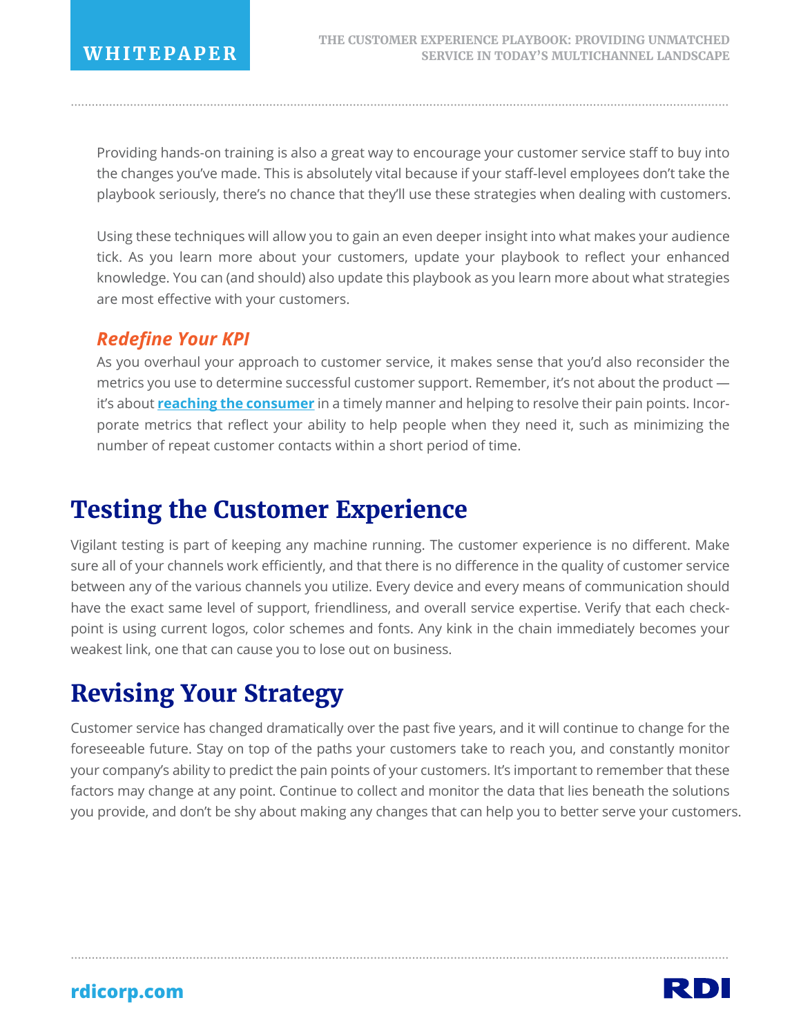Providing hands-on training is also a great way to encourage your customer service staff to buy into the changes you've made. This is absolutely vital because if your staff-level employees don't take the playbook seriously, there's no chance that they'll use these strategies when dealing with customers.

Using these techniques will allow you to gain an even deeper insight into what makes your audience tick. As you learn more about your customers, update your playbook to reflect your enhanced knowledge. You can (and should) also update this playbook as you learn more about what strategies are most effective with your customers.

### *Redefine Your KPI*

As you overhaul your approach to customer service, it makes sense that you'd also reconsider the metrics you use to determine successful customer support. Remember, it's not about the product — it's about **reaching the consumer** in a timely manner and helping to resolve their pain points. Incorporate metrics that reflect your ability to help people when they need it, such as minimizing the number of repeat customer contacts within a short period of time.

## Testing the Customer Experience

Vigilant testing is part of keeping any machine running. The customer experience is no different. Make sure all of your channels work efficiently, and that there is no difference in the quality of customer service between any of the various channels you utilize. Every device and every means of communication should have the exact same level of support, friendliness, and overall service expertise. Verify that each checkpoint is using current logos, color schemes and fonts. Any kink in the chain immediately becomes your weakest link, one that can cause you to lose out on business.

## Revising Your Strategy

Customer service has changed dramatically over the past five years, and it will continue to change for the foreseeable future. Stay on top of the paths your customers take to reach you, and constantly monitor your company's ability to predict the pain points of your customers. It's important to remember that these factors may change at any point. Continue to collect and monitor the data that lies beneath the solutions you provide, and don't be shy about making any changes that can help you to better serve your customers.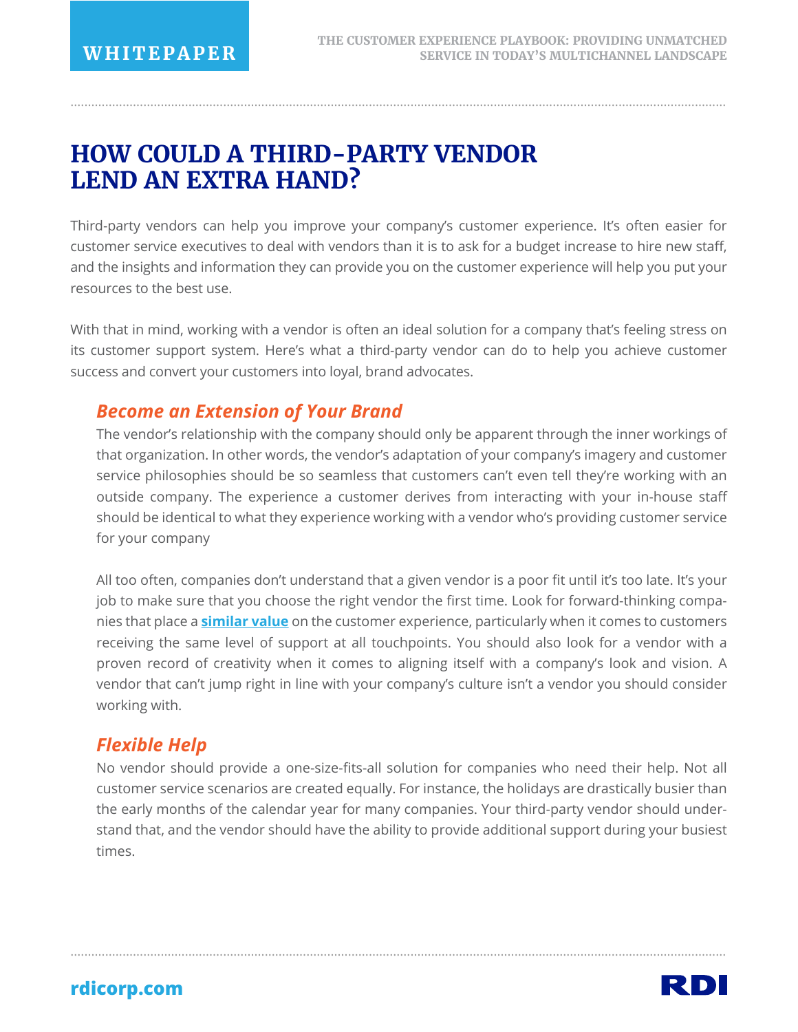# HOW COULD A THIRD-PARTY VENDOR LEND AN EXTRA HAND?

Third-party vendors can help you improve your company's customer experience. It's often easier for customer service executives to deal with vendors than it is to ask for a budget increase to hire new staff, and the insights and information they can provide you on the customer experience will help you put your resources to the best use.

With that in mind, working with a vendor is often an ideal solution for a company that's feeling stress on its customer support system. Here's what a third-party vendor can do to help you achieve customer success and convert your customers into loyal, brand advocates.

### *Become an Extension of Your Brand*

The vendor's relationship with the company should only be apparent through the inner workings of that organization. In other words, the vendor's adaptation of your company's imagery and customer service philosophies should be so seamless that customers can't even tell they're working with an outside company. The experience a customer derives from interacting with your in-house staff should be identical to what they experience working with a vendor who's providing customer service for your company

All too often, companies don't understand that a given vendor is a poor fit until it's too late. It's your job to make sure that you choose the right vendor the first time. Look for forward-thinking companies that place a **similar value** on the customer experience, particularly when it comes to customers receiving the same level of support at all touchpoints. You should also look for a vendor with a proven record of creativity when it comes to aligning itself with a company's look and vision. A vendor that can't jump right in line with your company's culture isn't a vendor you should consider working with.

### *Flexible Help*

No vendor should provide a one-size-fits-all solution for companies who need their help. Not all customer service scenarios are created equally. For instance, the holidays are drastically busier than the early months of the calendar year for many companies. Your third-party vendor should understand that, and the vendor should have the ability to provide additional support during your busiest times.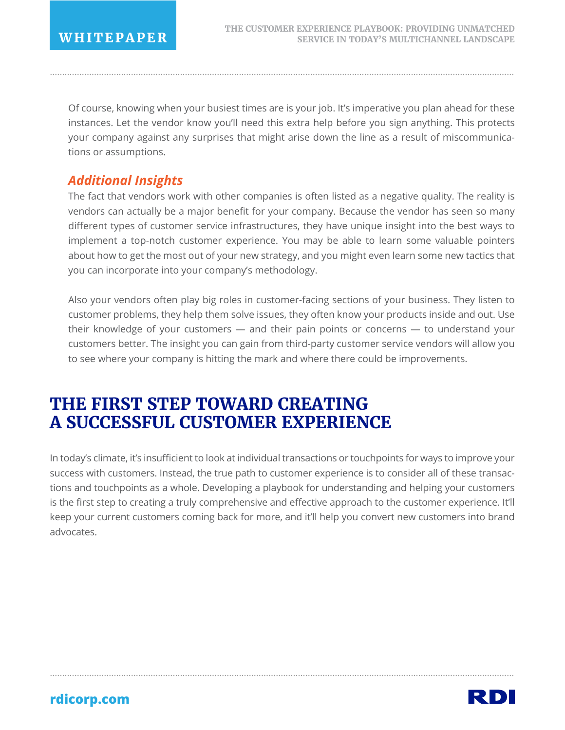Of course, knowing when your busiest times are is your job. It's imperative you plan ahead for these instances. Let the vendor know you'll need this extra help before you sign anything. This protects your company against any surprises that might arise down the line as a result of miscommunications or assumptions.

### *Additional Insights*

The fact that vendors work with other companies is often listed as a negative quality. The reality is vendors can actually be a major benefit for your company. Because the vendor has seen so many different types of customer service infrastructures, they have unique insight into the best ways to implement a top-notch customer experience. You may be able to learn some valuable pointers about how to get the most out of your new strategy, and you might even learn some new tactics that you can incorporate into your company's methodology.

Also your vendors often play big roles in customer-facing sections of your business. They listen to customer problems, they help them solve issues, they often know your products inside and out. Use their knowledge of your customers — and their pain points or concerns — to understand your customers better. The insight you can gain from third-party customer service vendors will allow you to see where your company is hitting the mark and where there could be improvements.

## THE FIRST STEP TOWARD CREATING A SUCCESSFUL CUSTOMER EXPERIENCE

In today's climate, it's insufficient to look at individual transactions or touchpoints for ways to improve your success with customers. Instead, the true path to customer experience is to consider all of these transactions and touchpoints as a whole. Developing a playbook for understanding and helping your customers is the first step to creating a truly comprehensive and effective approach to the customer experience. It'll keep your current customers coming back for more, and it'll help you convert new customers into brand advocates.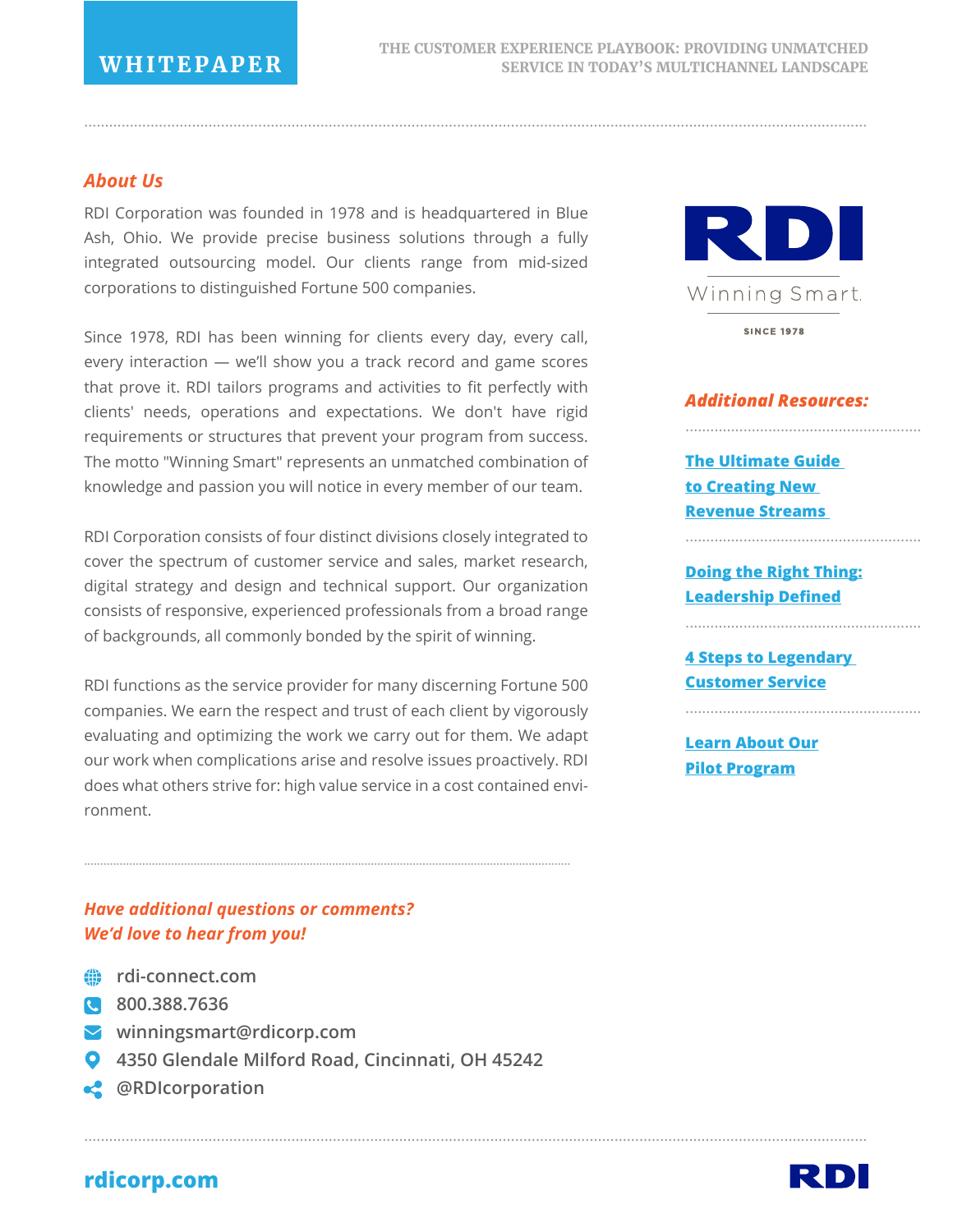## About Us

RDI Corporation was founded in 1978 and is headquartered in Blue Ash, Ohio. We provide precise business solutions through a fully integrated outsourcing model. Our clients range from mid-sized corporations to distinguished Fortune 500 companies.

Since 1978, RDI has been winning for clients every day, every call, every interaction — we'll show you a track record and game scores that prove it. RDI tailors programs and activities to fit perfectly with clients' needs, operations and expectations. We don't have rigid requirements or structures that prevent your program from success. The motto "Winning Smart" represents an unmatched combination of knowledge and passion you will notice in every member of our team.

RDI Corporation consists of four distinct divisions closely integrated to cover the spectrum of customer service and sales, market research, digital strategy and design and technical support. Our organization consists of responsive, experienced professionals from a broad range of backgrounds, all commonly bonded by the spirit of winning.

RDI functions as the service provider for many discerning Fortune 500 companies. We earn the respect and trust of each client by vigorously evaluating and optimizing the work we carry out for them. We adapt our work when complications arise and resolve issues proactively. RDI does what others strive for: high value service in a cost contained environment.

RDI
Winning Smart.
SINCE 1978

### Additional Resources:

- The Ultimate Guide to Creating New Revenue Streams
- Doing the Right Thing: Leadership Defined
- 4 Steps to Legendary Customer Service
- Learn About Our Pilot Program

### *Have additional questions or comments? We'd love to hear from you!*

- rdi-connect.com
- 800.388.7636
- winningsmart@rdicorp.com
- 4350 Glendale Milford Road, Cincinnati, OH 45242
- @RDIcorporation

**rdicorp.com**